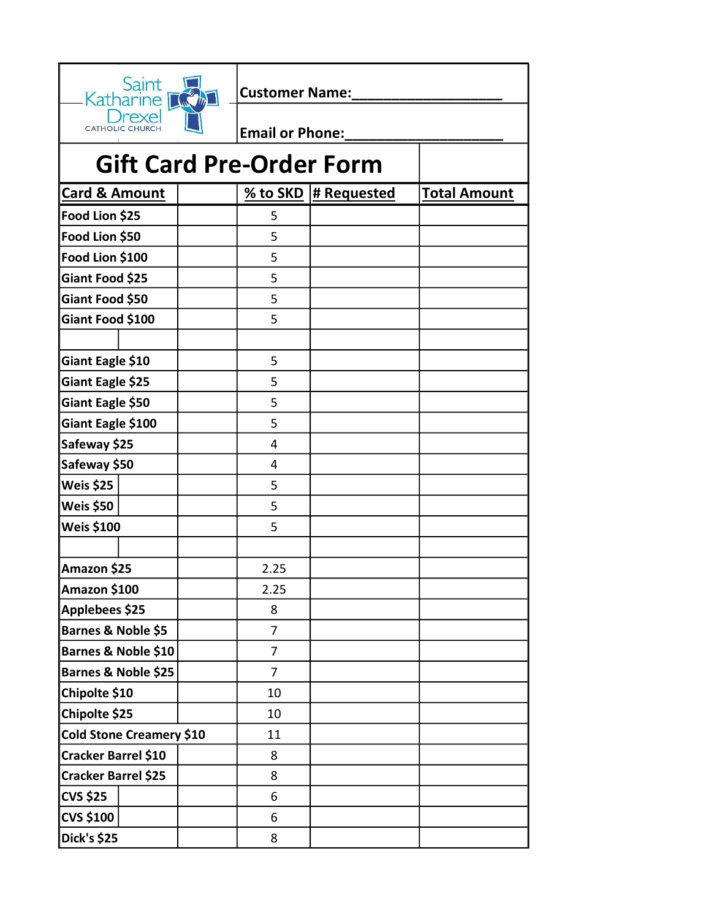Saint Katharine Drexel CATHOLIC CHURCH

**Customer Name:\_\_\_\_\_\_\_\_\_\_\_\_\_\_\_\_\_\_\_**

**Email or Phone:\_\_\_\_\_\_\_\_\_\_\_\_\_\_\_\_\_\_\_\_\_**

# Gift Card Pre-Order Form

| Card & Amount | % to SKD | # Requested | Total Amount |
|---|---|---|---|
| Food Lion $25 | 5 | | |
| Food Lion $50 | 5 | | |
| Food Lion $100 | 5 | | |
| Giant Food $25 | 5 | | |
| Giant Food $50 | 5 | | |
| Giant Food $100 | 5 | | |
| | | | |
| Giant Eagle $10 | 5 | | |
| Giant Eagle $25 | 5 | | |
| Giant Eagle $50 | 5 | | |
| Giant Eagle $100 | 5 | | |
| Safeway $25 | 4 | | |
| Safeway $50 | 4 | | |
| Weis $25 | 5 | | |
| Weis $50 | 5 | | |
| Weis $100 | 5 | | |
| | | | |
| Amazon $25 | 2.25 | | |
| Amazon $100 | 2.25 | | |
| Applebees $25 | 8 | | |
| Barnes & Noble $5 | 7 | | |
| Barnes & Noble $10 | 7 | | |
| Barnes & Noble $25 | 7 | | |
| Chipolte $10 | 10 | | |
| Chipolte $25 | 10 | | |
| Cold Stone Creamery $10 | 11 | | |
| Cracker Barrel $10 | 8 | | |
| Cracker Barrel $25 | 8 | | |
| CVS $25 | 6 | | |
| CVS $100 | 6 | | |
| Dick's $25 | 8 | | |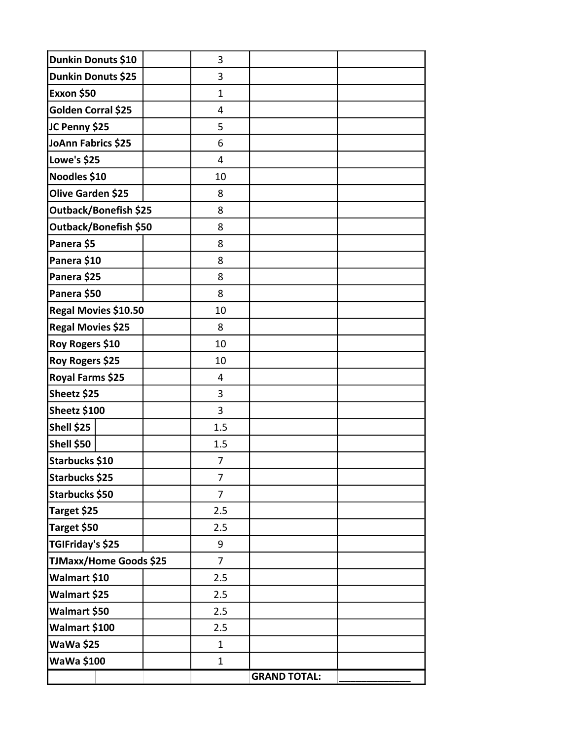| | | | |
|---|---|---|---|
| Dunkin Donuts $10 | 3 | | |
| Dunkin Donuts $25 | 3 | | |
| Exxon $50 | 1 | | |
| Golden Corral $25 | 4 | | |
| JC Penny $25 | 5 | | |
| JoAnn Fabrics $25 | 6 | | |
| Lowe's $25 | 4 | | |
| Noodles $10 | 10 | | |
| Olive Garden $25 | 8 | | |
| Outback/Bonefish $25 | 8 | | |
| Outback/Bonefish $50 | 8 | | |
| Panera $5 | 8 | | |
| Panera $10 | 8 | | |
| Panera $25 | 8 | | |
| Panera $50 | 8 | | |
| Regal Movies $10.50 | 10 | | |
| Regal Movies $25 | 8 | | |
| Roy Rogers $10 | 10 | | |
| Roy Rogers $25 | 10 | | |
| Royal Farms $25 | 4 | | |
| Sheetz $25 | 3 | | |
| Sheetz $100 | 3 | | |
| Shell $25 | 1.5 | | |
| Shell $50 | 1.5 | | |
| Starbucks $10 | 7 | | |
| Starbucks $25 | 7 | | |
| Starbucks $50 | 7 | | |
| Target $25 | 2.5 | | |
| Target $50 | 2.5 | | |
| TGIFriday's $25 | 9 | | |
| TJMaxx/Home Goods $25 | 7 | | |
| Walmart $10 | 2.5 | | |
| Walmart $25 | 2.5 | | |
| Walmart $50 | 2.5 | | |
| Walmart $100 | 2.5 | | |
| WaWa $25 | 1 | | |
| WaWa $100 | 1 | | |
| | | GRAND TOTAL: | _____________ |